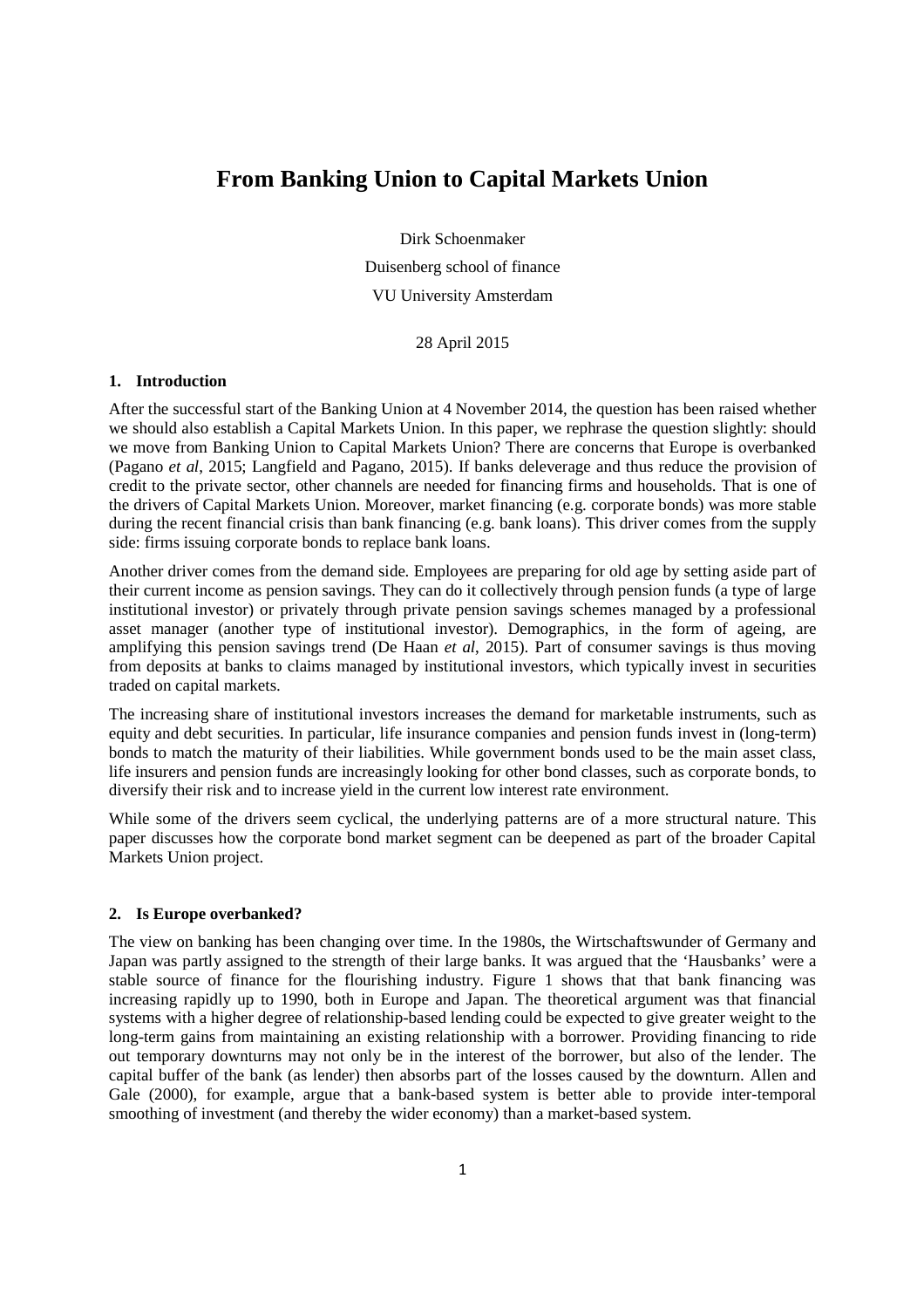# From Banking Union to Capital Markets Union

Dirk Schoenmaker

Duisenberg school of finance

VU University Amsterdam

28 April 2015

## 1. Introduction

After the successful start of the Banking Union at 4 November 2014, the question has been raised whether we should also establish a Capital Markets Union. In this paper, we rephrase the question slightly: should we move from Banking Union to Capital Markets Union? There are concerns that Europe is overbanked (Pagano *et al*, 2015; Langfield and Pagano, 2015). If banks deleverage and thus reduce the provision of credit to the private sector, other channels are needed for financing firms and households. That is one of the drivers of Capital Markets Union. Moreover, market financing (e.g. corporate bonds) was more stable during the recent financial crisis than bank financing (e.g. bank loans). This driver comes from the supply side: firms issuing corporate bonds to replace bank loans.

Another driver comes from the demand side. Employees are preparing for old age by setting aside part of their current income as pension savings. They can do it collectively through pension funds (a type of large institutional investor) or privately through private pension savings schemes managed by a professional asset manager (another type of institutional investor). Demographics, in the form of ageing, are amplifying this pension savings trend (De Haan *et al*, 2015). Part of consumer savings is thus moving from deposits at banks to claims managed by institutional investors, which typically invest in securities traded on capital markets.

The increasing share of institutional investors increases the demand for marketable instruments, such as equity and debt securities. In particular, life insurance companies and pension funds invest in (long-term) bonds to match the maturity of their liabilities. While government bonds used to be the main asset class, life insurers and pension funds are increasingly looking for other bond classes, such as corporate bonds, to diversify their risk and to increase yield in the current low interest rate environment.

While some of the drivers seem cyclical, the underlying patterns are of a more structural nature. This paper discusses how the corporate bond market segment can be deepened as part of the broader Capital Markets Union project.

## 2. Is Europe overbanked?

The view on banking has been changing over time. In the 1980s, the Wirtschaftswunder of Germany and Japan was partly assigned to the strength of their large banks. It was argued that the 'Hausbanks' were a stable source of finance for the flourishing industry. Figure 1 shows that that bank financing was increasing rapidly up to 1990, both in Europe and Japan. The theoretical argument was that financial systems with a higher degree of relationship-based lending could be expected to give greater weight to the long-term gains from maintaining an existing relationship with a borrower. Providing financing to ride out temporary downturns may not only be in the interest of the borrower, but also of the lender. The capital buffer of the bank (as lender) then absorbs part of the losses caused by the downturn. Allen and Gale (2000), for example, argue that a bank-based system is better able to provide inter-temporal smoothing of investment (and thereby the wider economy) than a market-based system.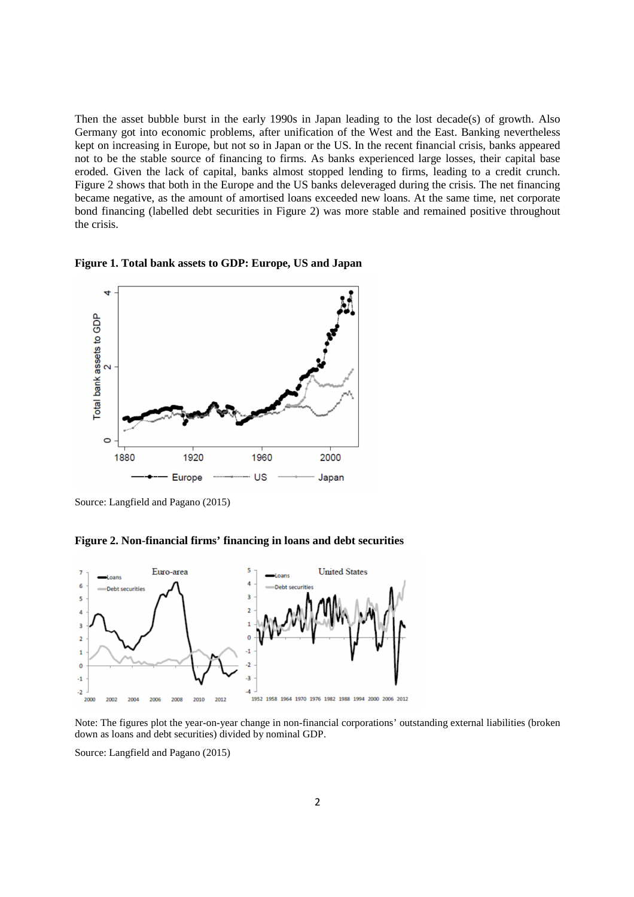Then the asset bubble burst in the early 1990s in Japan leading to the lost decade(s) of growth. Also Germany got into economic problems, after unification of the West and the East. Banking nevertheless kept on increasing in Europe, but not so in Japan or the US. In the recent financial crisis, banks appeared not to be the stable source of financing to firms. As banks experienced large losses, their capital base eroded. Given the lack of capital, banks almost stopped lending to firms, leading to a credit crunch. Figure 2 shows that both in the Europe and the US banks deleveraged during the crisis. The net financing became negative, as the amount of amortised loans exceeded new loans. At the same time, net corporate bond financing (labelled debt securities in Figure 2) was more stable and remained positive throughout the crisis.

**Figure 1. Total bank assets to GDP: Europe, US and Japan**

Source: Langfield and Pagano (2015)

**Figure 2. Non-financial firms' financing in loans and debt securities**

Note: The figures plot the year-on-year change in non-financial corporations' outstanding external liabilities (broken down as loans and debt securities) divided by nominal GDP.

Source: Langfield and Pagano (2015)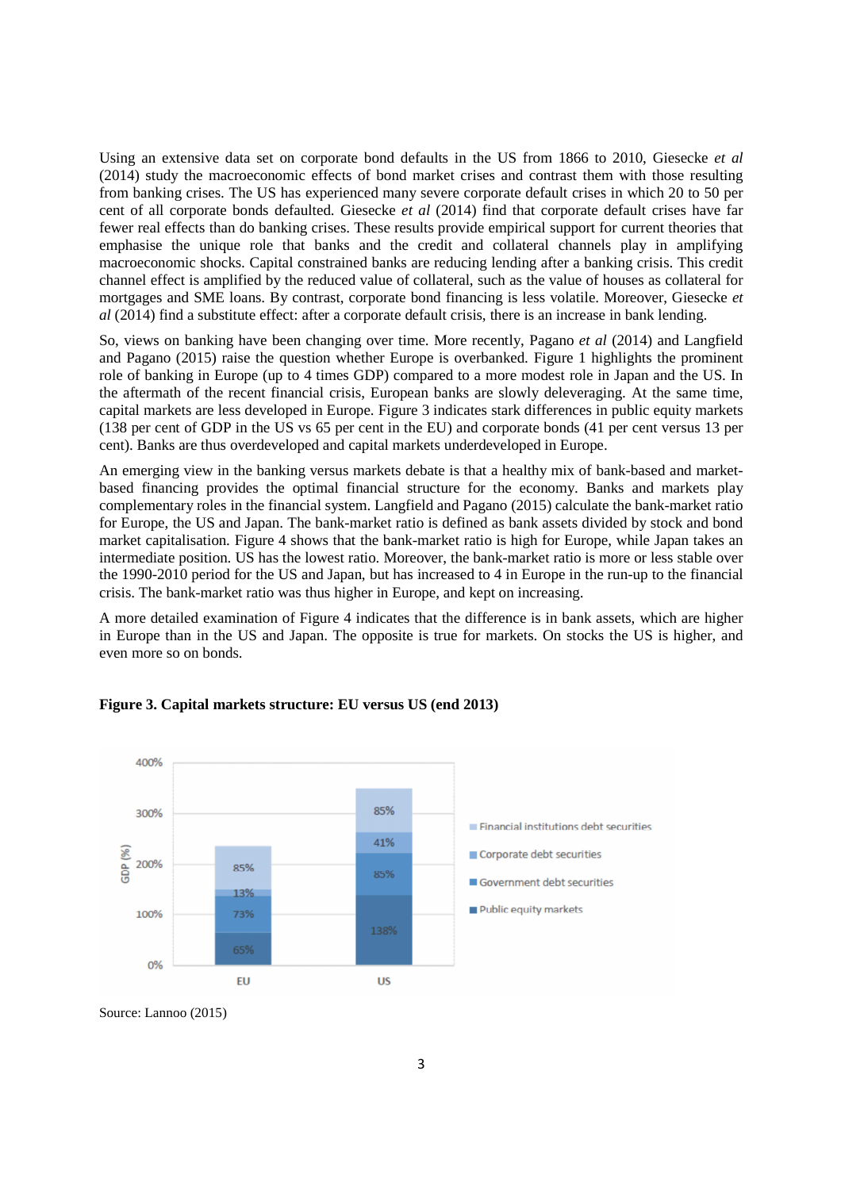Using an extensive data set on corporate bond defaults in the US from 1866 to 2010, Giesecke *et al* (2014) study the macroeconomic effects of bond market crises and contrast them with those resulting from banking crises. The US has experienced many severe corporate default crises in which 20 to 50 per cent of all corporate bonds defaulted. Giesecke *et al* (2014) find that corporate default crises have far fewer real effects than do banking crises. These results provide empirical support for current theories that emphasise the unique role that banks and the credit and collateral channels play in amplifying macroeconomic shocks. Capital constrained banks are reducing lending after a banking crisis. This credit channel effect is amplified by the reduced value of collateral, such as the value of houses as collateral for mortgages and SME loans. By contrast, corporate bond financing is less volatile. Moreover, Giesecke *et al* (2014) find a substitute effect: after a corporate default crisis, there is an increase in bank lending.

So, views on banking have been changing over time. More recently, Pagano *et al* (2014) and Langfield and Pagano (2015) raise the question whether Europe is overbanked. Figure 1 highlights the prominent role of banking in Europe (up to 4 times GDP) compared to a more modest role in Japan and the US. In the aftermath of the recent financial crisis, European banks are slowly deleveraging. At the same time, capital markets are less developed in Europe. Figure 3 indicates stark differences in public equity markets (138 per cent of GDP in the US vs 65 per cent in the EU) and corporate bonds (41 per cent versus 13 per cent). Banks are thus overdeveloped and capital markets underdeveloped in Europe.

An emerging view in the banking versus markets debate is that a healthy mix of bank-based and market-based financing provides the optimal financial structure for the economy. Banks and markets play complementary roles in the financial system. Langfield and Pagano (2015) calculate the bank-market ratio for Europe, the US and Japan. The bank-market ratio is defined as bank assets divided by stock and bond market capitalisation. Figure 4 shows that the bank-market ratio is high for Europe, while Japan takes an intermediate position. US has the lowest ratio. Moreover, the bank-market ratio is more or less stable over the 1990-2010 period for the US and Japan, but has increased to 4 in Europe in the run-up to the financial crisis. The bank-market ratio was thus higher in Europe, and kept on increasing.

A more detailed examination of Figure 4 indicates that the difference is in bank assets, which are higher in Europe than in the US and Japan. The opposite is true for markets. On stocks the US is higher, and even more so on bonds.

**Figure 3. Capital markets structure: EU versus US (end 2013)**

| GDP (%) | EU | US |
|---|---|---|
| Financial institutions debt securities | 85% | 85% |
| Corporate debt securities | 13% | 41% |
| Government debt securities | 73% | 85% |
| Public equity markets | 65% | 138% |

Source: Lannoo (2015)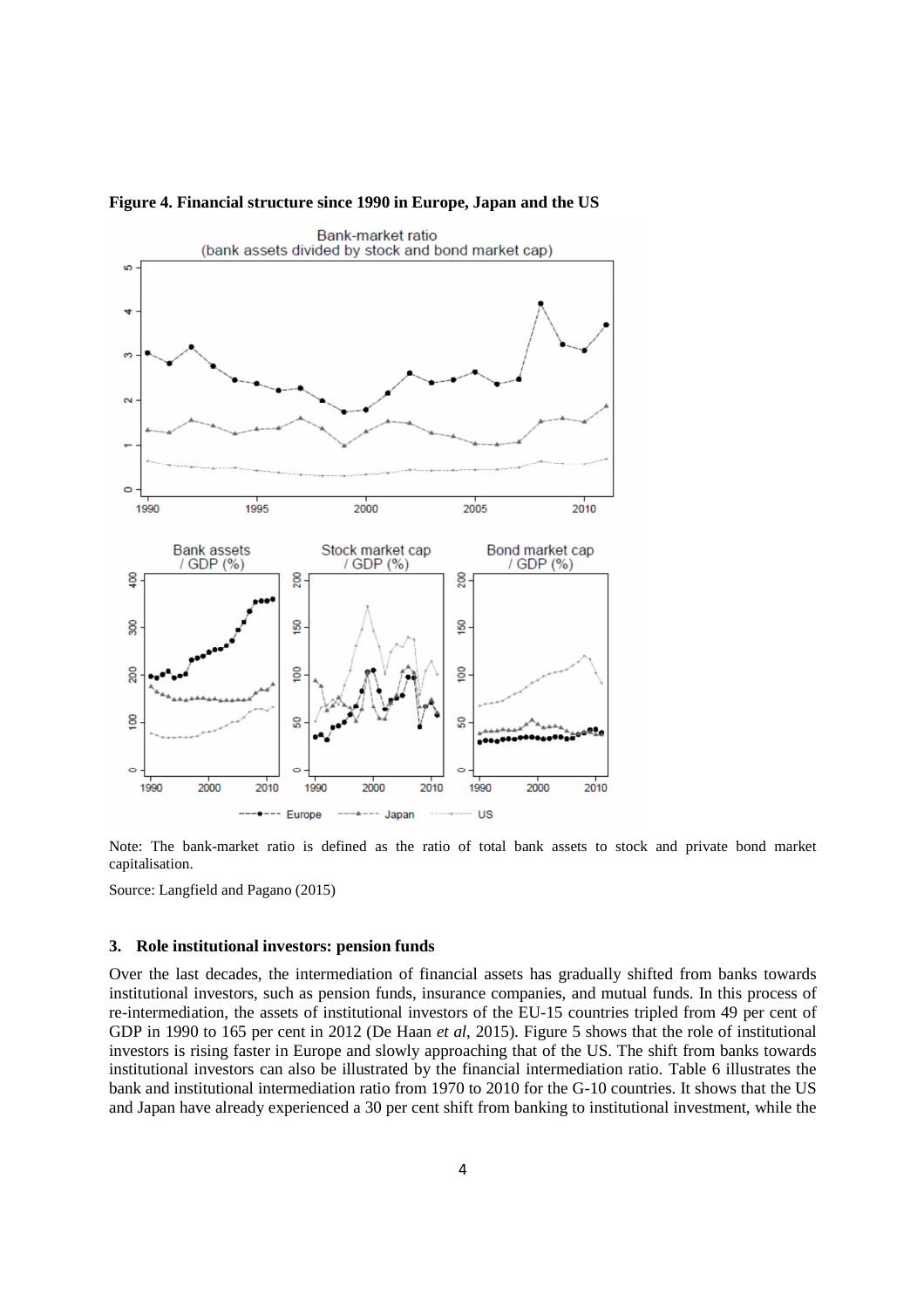**Figure 4. Financial structure since 1990 in Europe, Japan and the US**

Note: The bank-market ratio is defined as the ratio of total bank assets to stock and private bond market capitalisation.

Source: Langfield and Pagano (2015)

### 3. Role institutional investors: pension funds

Over the last decades, the intermediation of financial assets has gradually shifted from banks towards institutional investors, such as pension funds, insurance companies, and mutual funds. In this process of re-intermediation, the assets of institutional investors of the EU-15 countries tripled from 49 per cent of GDP in 1990 to 165 per cent in 2012 (De Haan *et al*, 2015). Figure 5 shows that the role of institutional investors is rising faster in Europe and slowly approaching that of the US. The shift from banks towards institutional investors can also be illustrated by the financial intermediation ratio. Table 6 illustrates the bank and institutional intermediation ratio from 1970 to 2010 for the G-10 countries. It shows that the US and Japan have already experienced a 30 per cent shift from banking to institutional investment, while the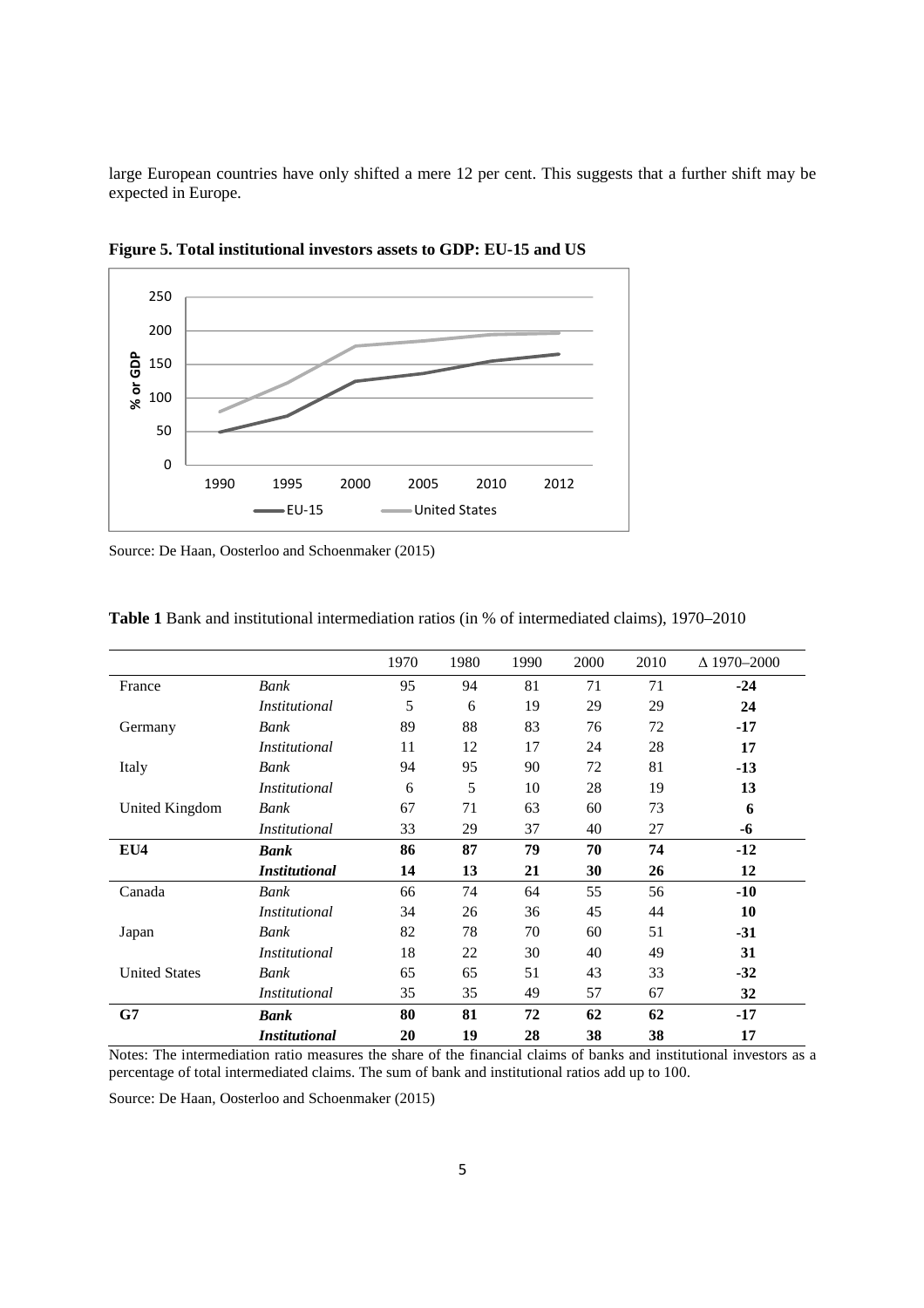large European countries have only shifted a mere 12 per cent. This suggests that a further shift may be expected in Europe.

**Figure 5. Total institutional investors assets to GDP: EU-15 and US**

Source: De Haan, Oosterloo and Schoenmaker (2015)

**Table 1** Bank and institutional intermediation ratios (in % of intermediated claims), 1970–2010

| | | 1970 | 1980 | 1990 | 2000 | 2010 | Δ 1970–2000 |
|---|---|---|---|---|---|---|---|
| France | *Bank* | 95 | 94 | 81 | 71 | 71 | **-24** |
| | *Institutional* | 5 | 6 | 19 | 29 | 29 | **24** |
| Germany | *Bank* | 89 | 88 | 83 | 76 | 72 | **-17** |
| | *Institutional* | 11 | 12 | 17 | 24 | 28 | **17** |
| Italy | *Bank* | 94 | 95 | 90 | 72 | 81 | **-13** |
| | *Institutional* | 6 | 5 | 10 | 28 | 19 | **13** |
| United Kingdom | *Bank* | 67 | 71 | 63 | 60 | 73 | **6** |
| | *Institutional* | 33 | 29 | 37 | 40 | 27 | **-6** |
| **EU4** | ***Bank*** | **86** | **87** | **79** | **70** | **74** | **-12** |
| | ***Institutional*** | **14** | **13** | **21** | **30** | **26** | **12** |
| Canada | *Bank* | 66 | 74 | 64 | 55 | 56 | **-10** |
| | *Institutional* | 34 | 26 | 36 | 45 | 44 | **10** |
| Japan | *Bank* | 82 | 78 | 70 | 60 | 51 | **-31** |
| | *Institutional* | 18 | 22 | 30 | 40 | 49 | **31** |
| United States | *Bank* | 65 | 65 | 51 | 43 | 33 | **-32** |
| | *Institutional* | 35 | 35 | 49 | 57 | 67 | **32** |
| **G7** | ***Bank*** | **80** | **81** | **72** | **62** | **62** | **-17** |
| | ***Institutional*** | **20** | **19** | **28** | **38** | **38** | **17** |

Notes: The intermediation ratio measures the share of the financial claims of banks and institutional investors as a percentage of total intermediated claims. The sum of bank and institutional ratios add up to 100.

Source: De Haan, Oosterloo and Schoenmaker (2015)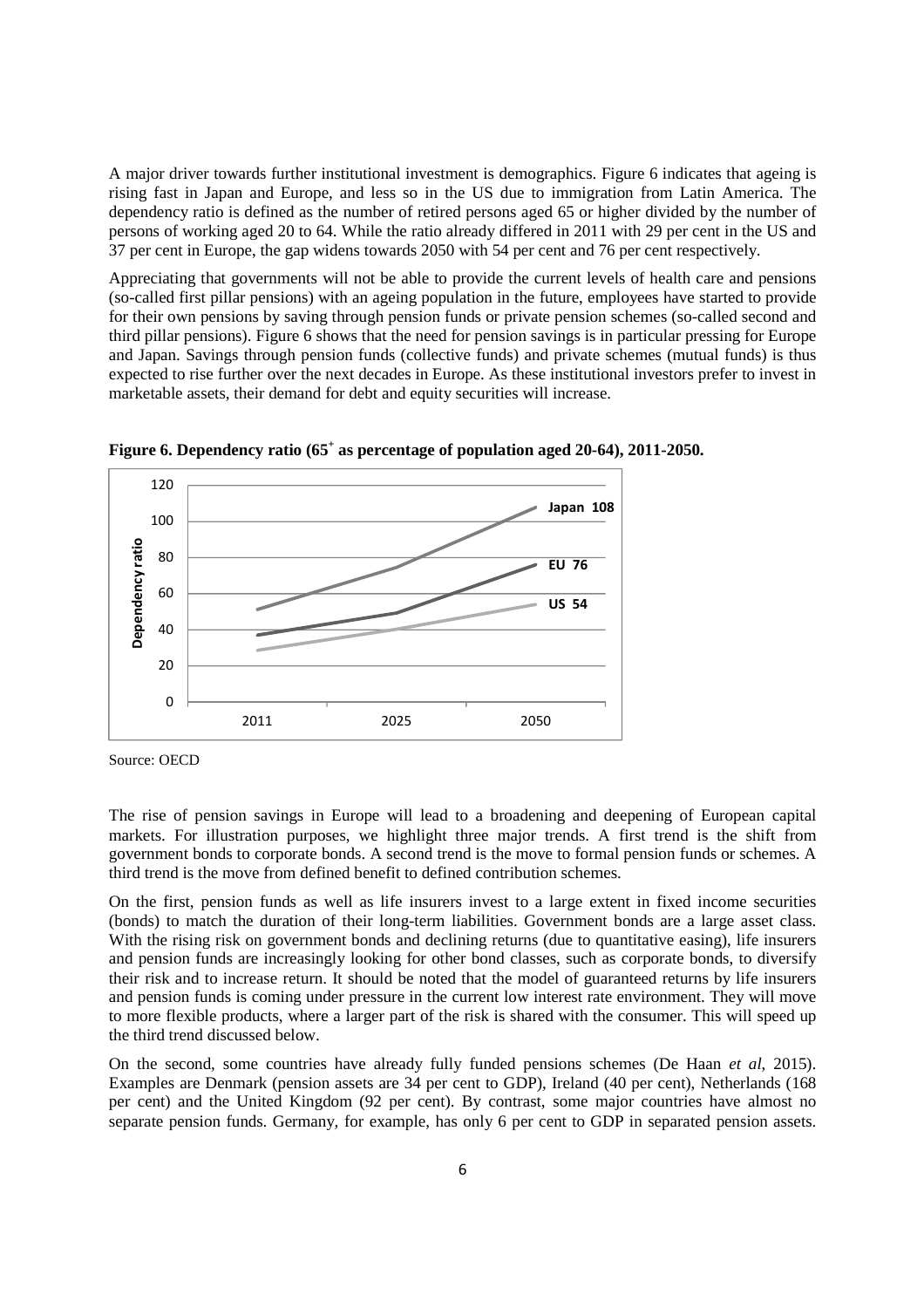A major driver towards further institutional investment is demographics. Figure 6 indicates that ageing is rising fast in Japan and Europe, and less so in the US due to immigration from Latin America. The dependency ratio is defined as the number of retired persons aged 65 or higher divided by the number of persons of working aged 20 to 64. While the ratio already differed in 2011 with 29 per cent in the US and 37 per cent in Europe, the gap widens towards 2050 with 54 per cent and 76 per cent respectively.

Appreciating that governments will not be able to provide the current levels of health care and pensions (so-called first pillar pensions) with an ageing population in the future, employees have started to provide for their own pensions by saving through pension funds or private pension schemes (so-called second and third pillar pensions). Figure 6 shows that the need for pension savings is in particular pressing for Europe and Japan. Savings through pension funds (collective funds) and private schemes (mutual funds) is thus expected to rise further over the next decades in Europe. As these institutional investors prefer to invest in marketable assets, their demand for debt and equity securities will increase.

**Figure 6. Dependency ratio ($65^{+}$ as percentage of population aged 20-64), 2011-2050.**

Source: OECD

The rise of pension savings in Europe will lead to a broadening and deepening of European capital markets. For illustration purposes, we highlight three major trends. A first trend is the shift from government bonds to corporate bonds. A second trend is the move to formal pension funds or schemes. A third trend is the move from defined benefit to defined contribution schemes.

On the first, pension funds as well as life insurers invest to a large extent in fixed income securities (bonds) to match the duration of their long-term liabilities. Government bonds are a large asset class. With the rising risk on government bonds and declining returns (due to quantitative easing), life insurers and pension funds are increasingly looking for other bond classes, such as corporate bonds, to diversify their risk and to increase return. It should be noted that the model of guaranteed returns by life insurers and pension funds is coming under pressure in the current low interest rate environment. They will move to more flexible products, where a larger part of the risk is shared with the consumer. This will speed up the third trend discussed below.

On the second, some countries have already fully funded pensions schemes (De Haan *et al*, 2015). Examples are Denmark (pension assets are 34 per cent to GDP), Ireland (40 per cent), Netherlands (168 per cent) and the United Kingdom (92 per cent). By contrast, some major countries have almost no separate pension funds. Germany, for example, has only 6 per cent to GDP in separated pension assets.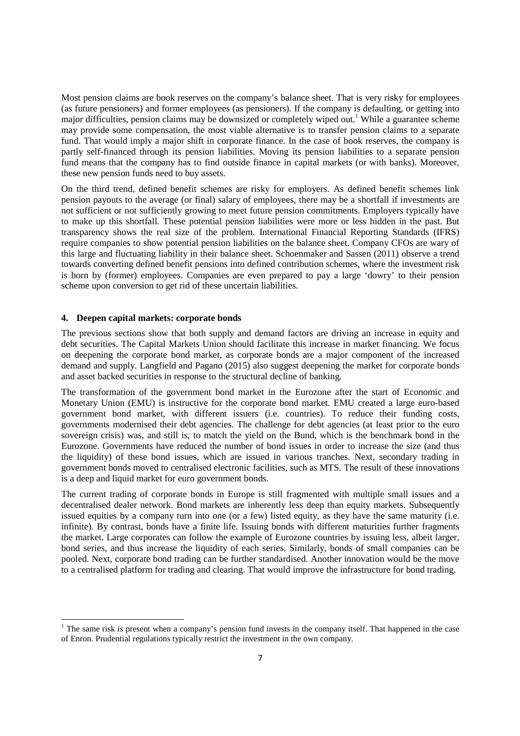Most pension claims are book reserves on the company's balance sheet. That is very risky for employees (as future pensioners) and former employees (as pensioners). If the company is defaulting, or getting into major difficulties, pension claims may be downsized or completely wiped out.[1] While a guarantee scheme may provide some compensation, the most viable alternative is to transfer pension claims to a separate fund. That would imply a major shift in corporate finance. In the case of book reserves, the company is partly self-financed through its pension liabilities. Moving its pension liabilities to a separate pension fund means that the company has to find outside finance in capital markets (or with banks). Moreover, these new pension funds need to buy assets.

On the third trend, defined benefit schemes are risky for employers. As defined benefit schemes link pension payouts to the average (or final) salary of employees, there may be a shortfall if investments are not sufficient or not sufficiently growing to meet future pension commitments. Employers typically have to make up this shortfall. These potential pension liabilities were more or less hidden in the past. But transparency shows the real size of the problem. International Financial Reporting Standards (IFRS) require companies to show potential pension liabilities on the balance sheet. Company CFOs are wary of this large and fluctuating liability in their balance sheet. Schoenmaker and Sassen (2011) observe a trend towards converting defined benefit pensions into defined contribution schemes, where the investment risk is born by (former) employees. Companies are even prepared to pay a large 'dowry' to their pension scheme upon conversion to get rid of these uncertain liabilities.

## 4. Deepen capital markets: corporate bonds

The previous sections show that both supply and demand factors are driving an increase in equity and debt securities. The Capital Markets Union should facilitate this increase in market financing. We focus on deepening the corporate bond market, as corporate bonds are a major component of the increased demand and supply. Langfield and Pagano (2015) also suggest deepening the market for corporate bonds and asset backed securities in response to the structural decline of banking.

The transformation of the government bond market in the Eurozone after the start of Economic and Monetary Union (EMU) is instructive for the corporate bond market. EMU created a large euro-based government bond market, with different issuers (i.e. countries). To reduce their funding costs, governments modernised their debt agencies. The challenge for debt agencies (at least prior to the euro sovereign crisis) was, and still is, to match the yield on the Bund, which is the benchmark bond in the Eurozone. Governments have reduced the number of bond issues in order to increase the size (and thus the liquidity) of these bond issues, which are issued in various tranches. Next, secondary trading in government bonds moved to centralised electronic facilities, such as MTS. The result of these innovations is a deep and liquid market for euro government bonds.

The current trading of corporate bonds in Europe is still fragmented with multiple small issues and a decentralised dealer network. Bond markets are inherently less deep than equity markets. Subsequently issued equities by a company turn into one (or a few) listed equity, as they have the same maturity (i.e. infinite). By contrast, bonds have a finite life. Issuing bonds with different maturities further fragments the market. Large corporates can follow the example of Eurozone countries by issuing less, albeit larger, bond series, and thus increase the liquidity of each series. Similarly, bonds of small companies can be pooled. Next, corporate bond trading can be further standardised. Another innovation would be the move to a centralised platform for trading and clearing. That would improve the infrastructure for bond trading.

[1] The same risk is present when a company's pension fund invests in the company itself. That happened in the case of Enron. Prudential regulations typically restrict the investment in the own company.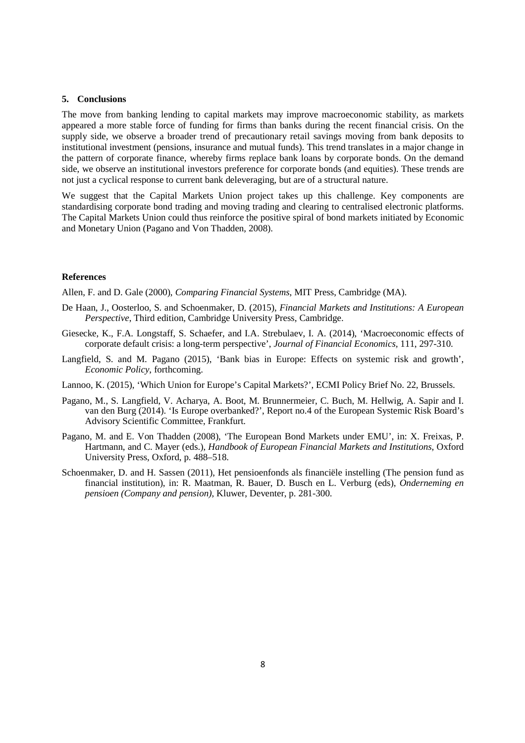## 5. Conclusions

The move from banking lending to capital markets may improve macroeconomic stability, as markets appeared a more stable force of funding for firms than banks during the recent financial crisis. On the supply side, we observe a broader trend of precautionary retail savings moving from bank deposits to institutional investment (pensions, insurance and mutual funds). This trend translates in a major change in the pattern of corporate finance, whereby firms replace bank loans by corporate bonds. On the demand side, we observe an institutional investors preference for corporate bonds (and equities). These trends are not just a cyclical response to current bank deleveraging, but are of a structural nature.

We suggest that the Capital Markets Union project takes up this challenge. Key components are standardising corporate bond trading and moving trading and clearing to centralised electronic platforms. The Capital Markets Union could thus reinforce the positive spiral of bond markets initiated by Economic and Monetary Union (Pagano and Von Thadden, 2008).

## References

Allen, F. and D. Gale (2000), *Comparing Financial Systems*, MIT Press, Cambridge (MA).

De Haan, J., Oosterloo, S. and Schoenmaker, D. (2015), *Financial Markets and Institutions: A European Perspective*, Third edition, Cambridge University Press, Cambridge.

Giesecke, K., F.A. Longstaff, S. Schaefer, and I.A. Strebulaev, I. A. (2014), 'Macroeconomic effects of corporate default crisis: a long-term perspective', *Journal of Financial Economics*, 111, 297-310.

Langfield, S. and M. Pagano (2015), 'Bank bias in Europe: Effects on systemic risk and growth', *Economic Policy*, forthcoming.

Lannoo, K. (2015), 'Which Union for Europe's Capital Markets?', ECMI Policy Brief No. 22, Brussels.

Pagano, M., S. Langfield, V. Acharya, A. Boot, M. Brunnermeier, C. Buch, M. Hellwig, A. Sapir and I. van den Burg (2014). 'Is Europe overbanked?', Report no.4 of the European Systemic Risk Board's Advisory Scientific Committee, Frankfurt.

Pagano, M. and E. Von Thadden (2008), 'The European Bond Markets under EMU', in: X. Freixas, P. Hartmann, and C. Mayer (eds.), *Handbook of European Financial Markets and Institutions*, Oxford University Press, Oxford, p. 488–518.

Schoenmaker, D. and H. Sassen (2011), Het pensioenfonds als financiële instelling (The pension fund as financial institution), in: R. Maatman, R. Bauer, D. Busch en L. Verburg (eds), *Onderneming en pensioen (Company and pension)*, Kluwer, Deventer, p. 281-300.